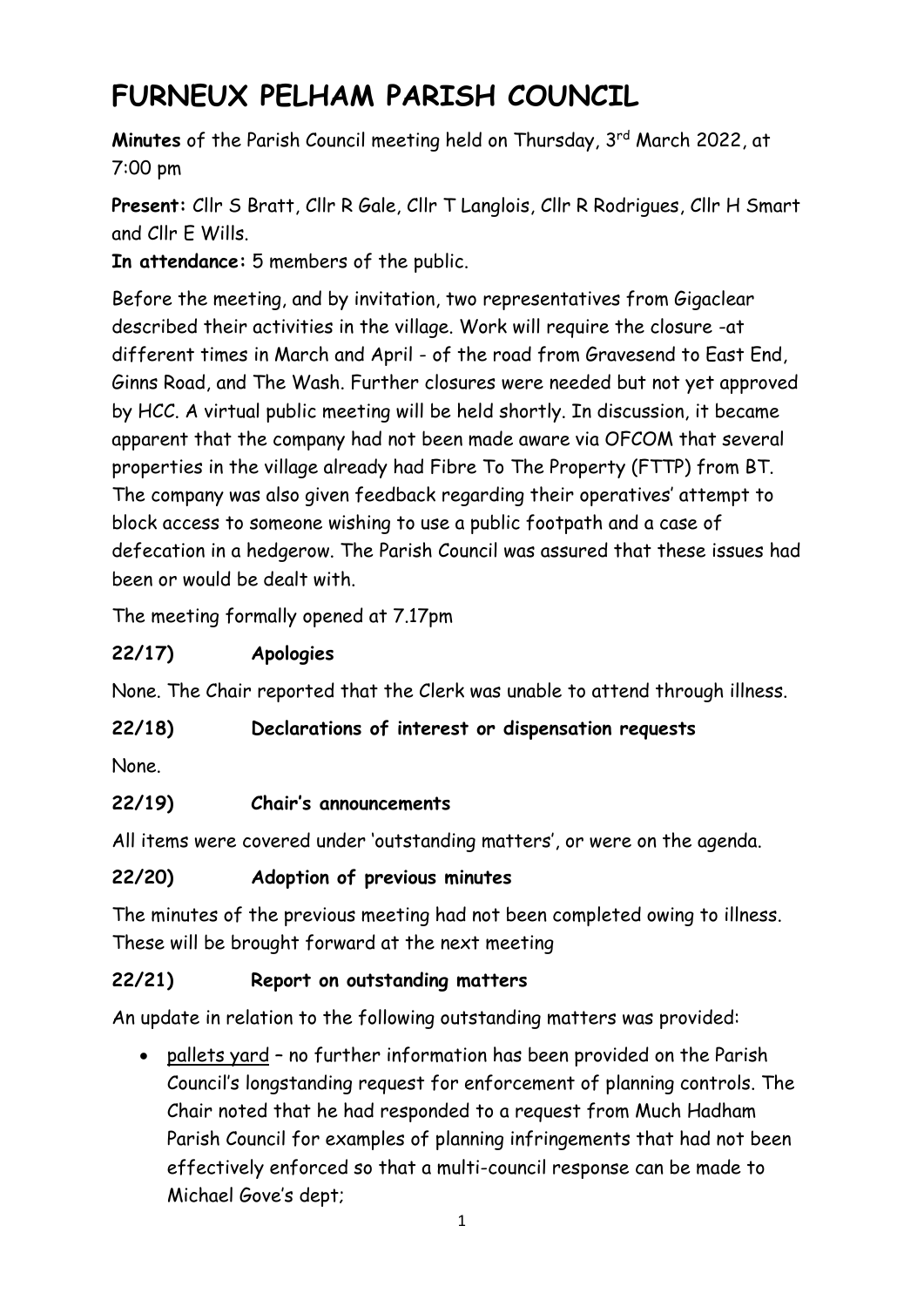# FURNEUX PELHAM PARISH COUNCIL

**Minutes** of the Parish Council meeting held on Thursday, 3rd March 2022, at 7:00 pm

**Present:** Cllr S Bratt, Cllr R Gale, Cllr T Langlois, Cllr R Rodrigues, Cllr H Smart and Cllr E Wills.

**In attendance:** 5 members of the public.

Before the meeting, and by invitation, two representatives from Gigaclear described their activities in the village. Work will require the closure -at different times in March and April - of the road from Gravesend to East End, Ginns Road, and The Wash. Further closures were needed but not yet approved by HCC. A virtual public meeting will be held shortly. In discussion, it became apparent that the company had not been made aware via OFCOM that several properties in the village already had Fibre To The Property (FTTP) from BT. The company was also given feedback regarding their operatives' attempt to block access to someone wishing to use a public footpath and a case of defecation in a hedgerow. The Parish Council was assured that these issues had been or would be dealt with.

The meeting formally opened at 7.17pm

## 22/17) Apologies

None. The Chair reported that the Clerk was unable to attend through illness.

## 22/18) Declarations of interest or dispensation requests

None.

## 22/19) Chair's announcements

All items were covered under 'outstanding matters', or were on the agenda.

## 22/20) Adoption of previous minutes

The minutes of the previous meeting had not been completed owing to illness. These will be brought forward at the next meeting

## 22/21) Report on outstanding matters

An update in relation to the following outstanding matters was provided:

- <u>pallets yard</u> – no further information has been provided on the Parish Council's longstanding request for enforcement of planning controls. The Chair noted that he had responded to a request from Much Hadham Parish Council for examples of planning infringements that had not been effectively enforced so that a multi-council response can be made to Michael Gove's dept;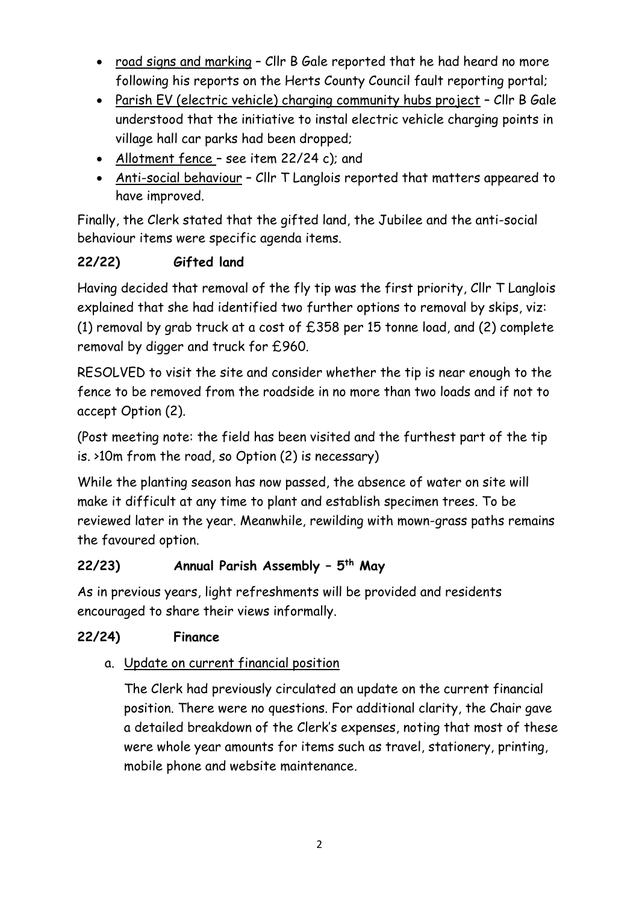- road signs and marking – Cllr B Gale reported that he had heard no more following his reports on the Herts County Council fault reporting portal;
- Parish EV (electric vehicle) charging community hubs project – Cllr B Gale understood that the initiative to instal electric vehicle charging points in village hall car parks had been dropped;
- Allotment fence – see item 22/24 c); and
- Anti-social behaviour – Cllr T Langlois reported that matters appeared to have improved.

Finally, the Clerk stated that the gifted land, the Jubilee and the anti-social behaviour items were specific agenda items.

### 22/22) Gifted land

Having decided that removal of the fly tip was the first priority, Cllr T Langlois explained that she had identified two further options to removal by skips, viz: (1) removal by grab truck at a cost of £358 per 15 tonne load, and (2) complete removal by digger and truck for £960.

RESOLVED to visit the site and consider whether the tip is near enough to the fence to be removed from the roadside in no more than two loads and if not to accept Option (2).

(Post meeting note: the field has been visited and the furthest part of the tip is. >10m from the road, so Option (2) is necessary)

While the planting season has now passed, the absence of water on site will make it difficult at any time to plant and establish specimen trees. To be reviewed later in the year. Meanwhile, rewilding with mown-grass paths remains the favoured option.

### 22/23) Annual Parish Assembly – 5th May

As in previous years, light refreshments will be provided and residents encouraged to share their views informally.

### 22/24) Finance

a. Update on current financial position

The Clerk had previously circulated an update on the current financial position. There were no questions. For additional clarity, the Chair gave a detailed breakdown of the Clerk's expenses, noting that most of these were whole year amounts for items such as travel, stationery, printing, mobile phone and website maintenance.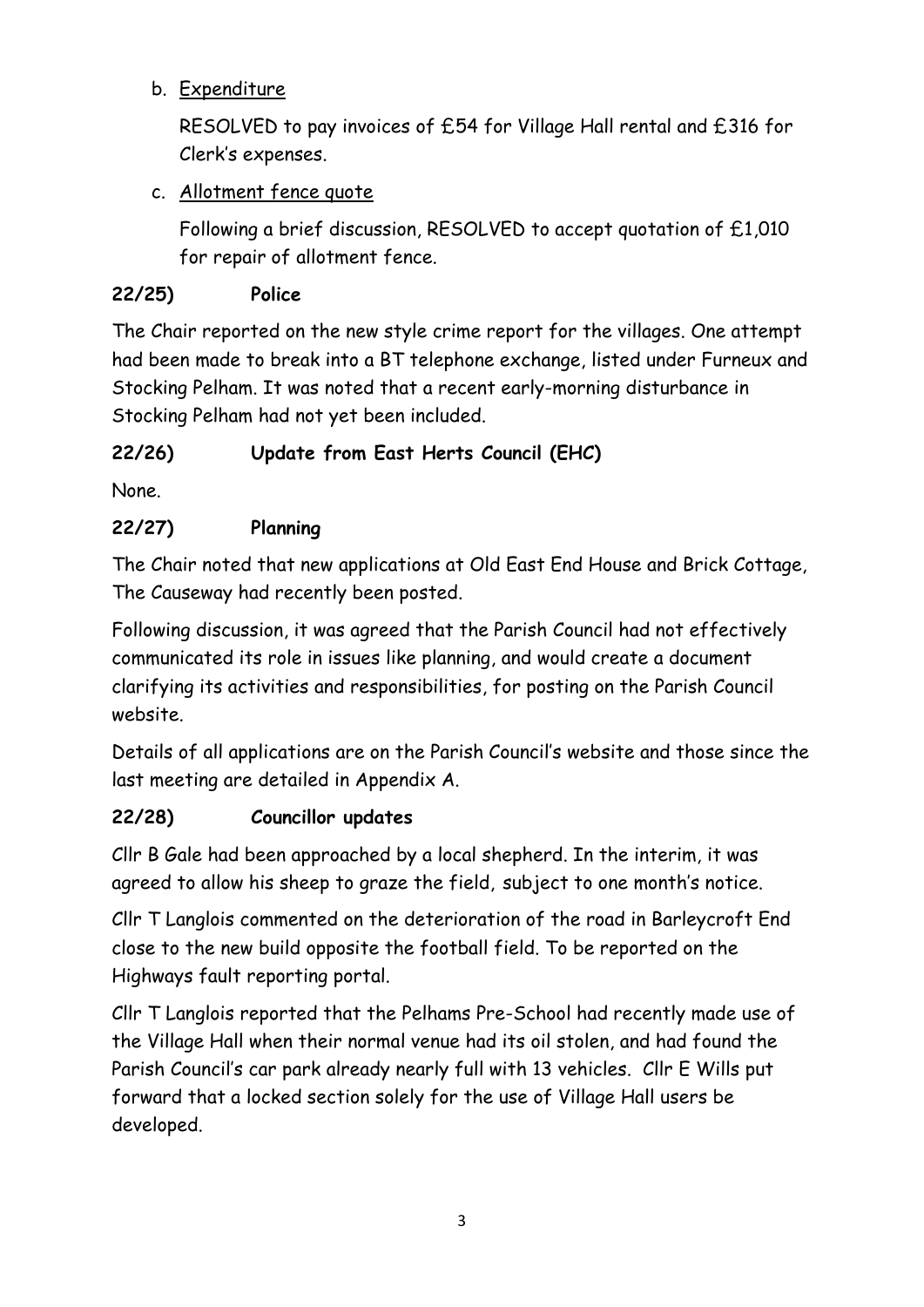b. <u>Expenditure</u>

   RESOLVED to pay invoices of £54 for Village Hall rental and £316 for Clerk's expenses.

c. <u>Allotment fence quote</u>

   Following a brief discussion, RESOLVED to accept quotation of £1,010 for repair of allotment fence.

**22/25) Police**

The Chair reported on the new style crime report for the villages. One attempt had been made to break into a BT telephone exchange, listed under Furneux and Stocking Pelham. It was noted that a recent early-morning disturbance in Stocking Pelham had not yet been included.

**22/26) Update from East Herts Council (EHC)**

None.

**22/27) Planning**

The Chair noted that new applications at Old East End House and Brick Cottage, The Causeway had recently been posted.

Following discussion, it was agreed that the Parish Council had not effectively communicated its role in issues like planning, and would create a document clarifying its activities and responsibilities, for posting on the Parish Council website.

Details of all applications are on the Parish Council's website and those since the last meeting are detailed in Appendix A.

**22/28) Councillor updates**

Cllr B Gale had been approached by a local shepherd. In the interim, it was agreed to allow his sheep to graze the field, subject to one month's notice.

Cllr T Langlois commented on the deterioration of the road in Barleycroft End close to the new build opposite the football field. To be reported on the Highways fault reporting portal.

Cllr T Langlois reported that the Pelhams Pre-School had recently made use of the Village Hall when their normal venue had its oil stolen, and had found the Parish Council's car park already nearly full with 13 vehicles. Cllr E Wills put forward that a locked section solely for the use of Village Hall users be developed.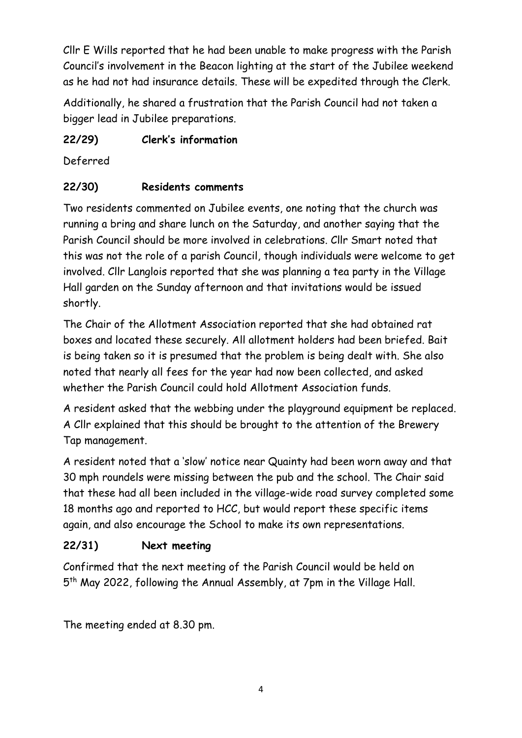Cllr E Wills reported that he had been unable to make progress with the Parish Council's involvement in the Beacon lighting at the start of the Jubilee weekend as he had not had insurance details. These will be expedited through the Clerk.

Additionally, he shared a frustration that the Parish Council had not taken a bigger lead in Jubilee preparations.

**22/29) Clerk's information**

Deferred

**22/30) Residents comments**

Two residents commented on Jubilee events, one noting that the church was running a bring and share lunch on the Saturday, and another saying that the Parish Council should be more involved in celebrations. Cllr Smart noted that this was not the role of a parish Council, though individuals were welcome to get involved. Cllr Langlois reported that she was planning a tea party in the Village Hall garden on the Sunday afternoon and that invitations would be issued shortly.

The Chair of the Allotment Association reported that she had obtained rat boxes and located these securely. All allotment holders had been briefed. Bait is being taken so it is presumed that the problem is being dealt with. She also noted that nearly all fees for the year had now been collected, and asked whether the Parish Council could hold Allotment Association funds.

A resident asked that the webbing under the playground equipment be replaced. A Cllr explained that this should be brought to the attention of the Brewery Tap management.

A resident noted that a 'slow' notice near Quainty had been worn away and that 30 mph roundels were missing between the pub and the school. The Chair said that these had all been included in the village-wide road survey completed some 18 months ago and reported to HCC, but would report these specific items again, and also encourage the School to make its own representations.

**22/31) Next meeting**

Confirmed that the next meeting of the Parish Council would be held on 5th May 2022, following the Annual Assembly, at 7pm in the Village Hall.

The meeting ended at 8.30 pm.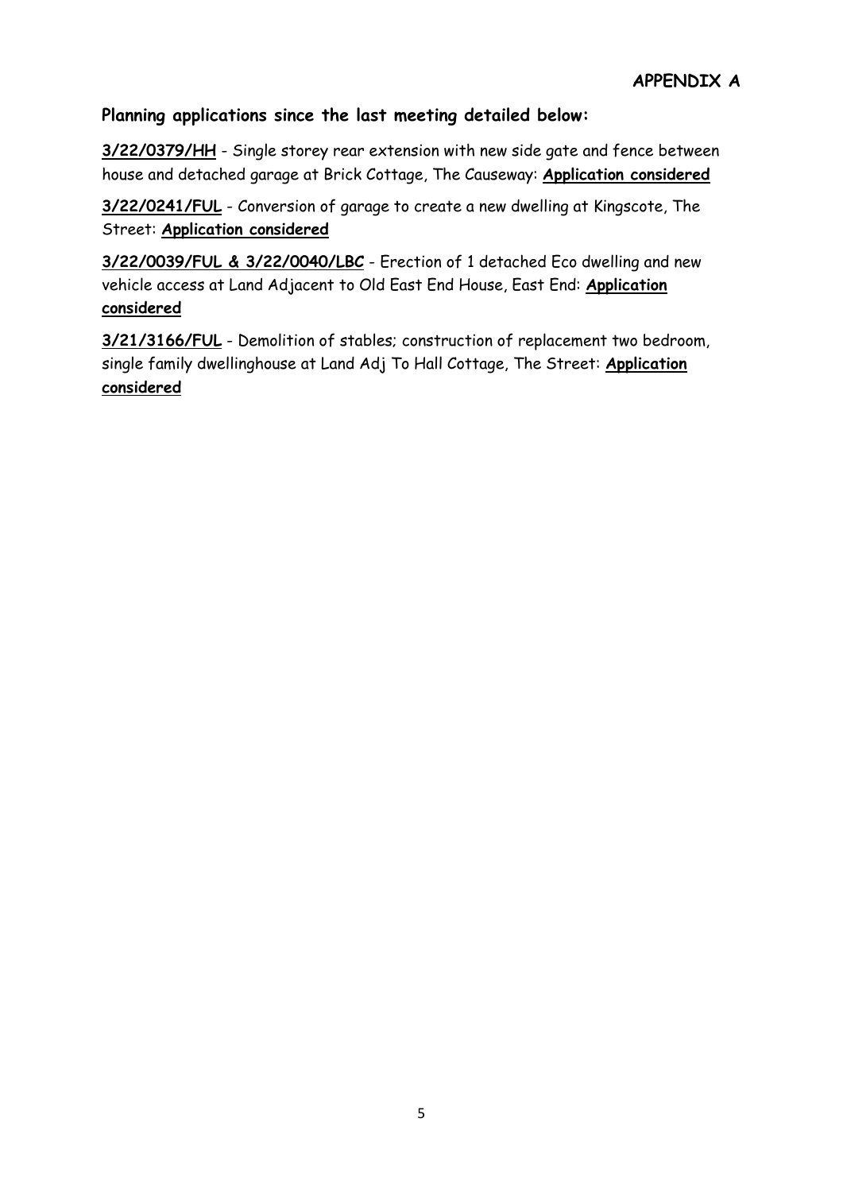**APPENDIX A**

**Planning applications since the last meeting detailed below:**

**3/22/0379/HH** - Single storey rear extension with new side gate and fence between house and detached garage at Brick Cottage, The Causeway: **Application considered**

**3/22/0241/FUL** - Conversion of garage to create a new dwelling at Kingscote, The Street: **Application considered**

**3/22/0039/FUL & 3/22/0040/LBC** - Erection of 1 detached Eco dwelling and new vehicle access at Land Adjacent to Old East End House, East End: **Application considered**

**3/21/3166/FUL** - Demolition of stables; construction of replacement two bedroom, single family dwellinghouse at Land Adj To Hall Cottage, The Street: **Application considered**